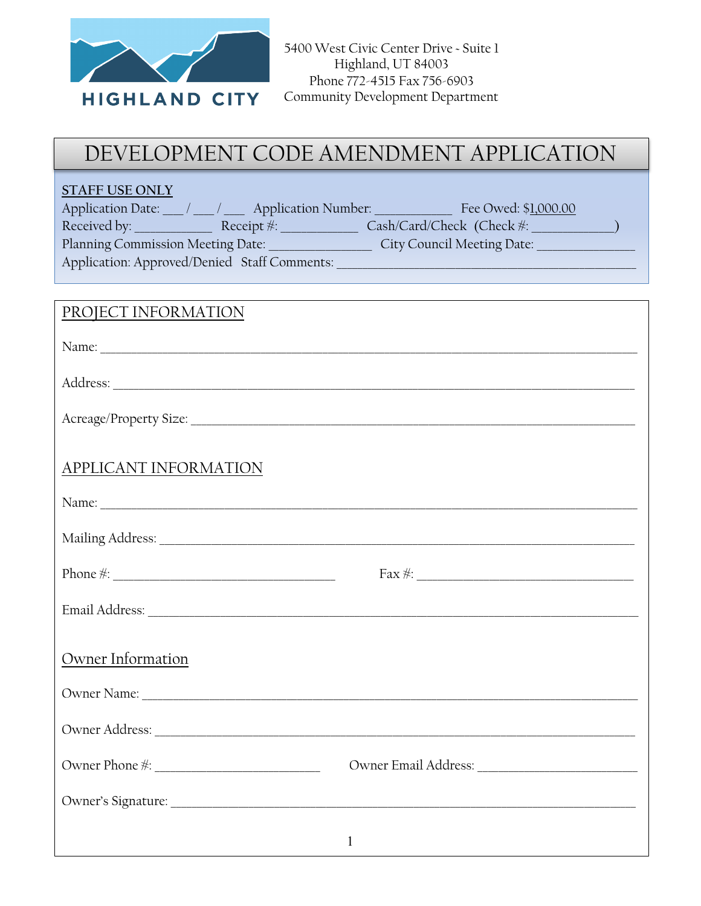HIGHLAND CITY

5400 West Civic Center Drive ~ Suite 1
Highland, UT 84003
Phone 772-4515 Fax 756-6903
Community Development Department

# DEVELOPMENT CODE AMENDMENT APPLICATION

**STAFF USE ONLY**

Application Date: ___ / ___ / ___ Application Number: ___________ Fee Owed: $1,000.00
Received by: ___________ Receipt #: ___________ Cash/Card/Check (Check #: ___________)
Planning Commission Meeting Date: ______________ City Council Meeting Date: ______________
Application: Approved/Denied Staff Comments: ________________________________________

## PROJECT INFORMATION

Name: ______________________________________________________________________

Address: ____________________________________________________________________

Acreage/Property Size: _______________________________________________________

## APPLICANT INFORMATION

Name: ______________________________________________________________________

Mailing Address: _____________________________________________________________

Phone #: ______________________________ Fax #: ______________________________

Email Address: ______________________________________________________________

## Owner Information

Owner Name: ________________________________________________________________

Owner Address: ______________________________________________________________

Owner Phone #: ______________________ Owner Email Address: ______________________

Owner's Signature: ____________________________________________________________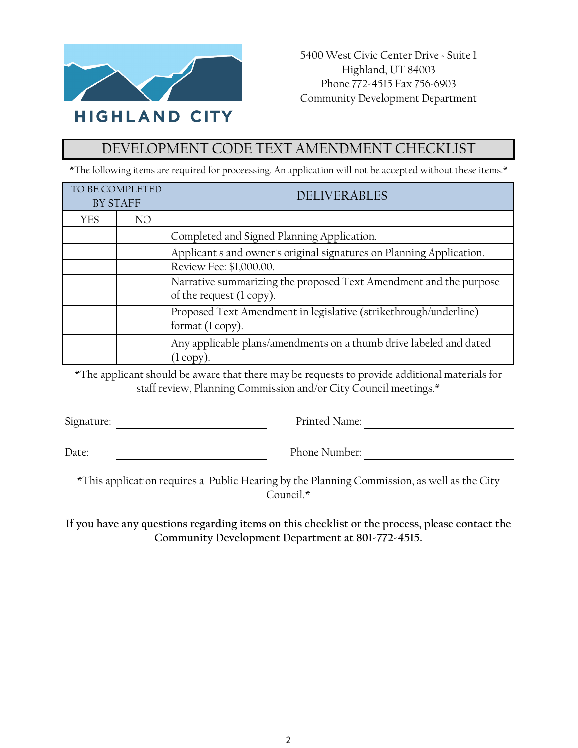HIGHLAND CITY

5400 West Civic Center Drive - Suite 1
Highland, UT 84003
Phone 772-4515 Fax 756-6903
Community Development Department

# DEVELOPMENT CODE TEXT AMENDMENT CHECKLIST

*The following items are required for proceessing. An application will not be accepted without these items.*

| TO BE COMPLETED BY STAFF | | DELIVERABLES |
|---|---|---|
| YES | NO | |
| | | Completed and Signed Planning Application. |
| | | Applicant's and owner's original signatures on Planning Application. |
| | | Review Fee: $1,000.00. |
| | | Narrative summarizing the proposed Text Amendment and the purpose of the request (1 copy). |
| | | Proposed Text Amendment in legislative (strikethrough/underline) format (1 copy). |
| | | Any applicable plans/amendments on a thumb drive labeled and dated (1 copy). |

*The applicant should be aware that there may be requests to provide additional materials for staff review, Planning Commission and/or City Council meetings.*

Signature: ____________________ Printed Name: ____________________

Date: ____________________ Phone Number: ____________________

*This application requires a Public Hearing by the Planning Commission, as well as the City Council.*

**If you have any questions regarding items on this checklist or the process, please contact the Community Development Department at 801-772-4515.**